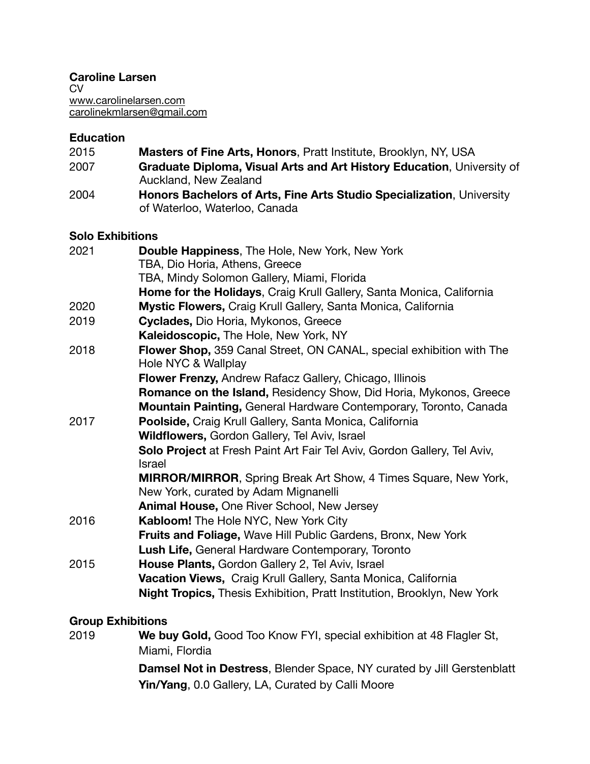**Caroline Larsen**
CV
www.carolinelarsen.com
carolinekmlarsen@gmail.com

## Education

| | |
|---|---|
| 2015 | **Masters of Fine Arts, Honors**, Pratt Institute, Brooklyn, NY, USA |
| 2007 | **Graduate Diploma, Visual Arts and Art History Education**, University of Auckland, New Zealand |
| 2004 | **Honors Bachelors of Arts, Fine Arts Studio Specialization**, University of Waterloo, Waterloo, Canada |

## Solo Exhibitions

| | |
|---|---|
| 2021 | **Double Happiness**, The Hole, New York, New York |
| | TBA, Dio Horia, Athens, Greece |
| | TBA, Mindy Solomon Gallery, Miami, Florida |
| | **Home for the Holidays**, Craig Krull Gallery, Santa Monica, California |
| 2020 | **Mystic Flowers,** Craig Krull Gallery, Santa Monica, California |
| 2019 | **Cyclades,** Dio Horia, Mykonos, Greece |
| | **Kaleidoscopic,** The Hole, New York, NY |
| 2018 | **Flower Shop,** 359 Canal Street, ON CANAL, special exhibition with The Hole NYC & Wallplay |
| | **Flower Frenzy,** Andrew Rafacz Gallery, Chicago, Illinois |
| | **Romance on the Island,** Residency Show, Did Horia, Mykonos, Greece |
| | **Mountain Painting,** General Hardware Contemporary, Toronto, Canada |
| 2017 | **Poolside,** Craig Krull Gallery, Santa Monica, California |
| | **Wildflowers,** Gordon Gallery, Tel Aviv, Israel |
| | **Solo Project** at Fresh Paint Art Fair Tel Aviv, Gordon Gallery, Tel Aviv, Israel |
| | **MIRROR/MIRROR**, Spring Break Art Show, 4 Times Square, New York, New York, curated by Adam Mignanelli |
| | **Animal House,** One River School, New Jersey |
| 2016 | **Kabloom!** The Hole NYC, New York City |
| | **Fruits and Foliage,** Wave Hill Public Gardens, Bronx, New York |
| | **Lush Life,** General Hardware Contemporary, Toronto |
| 2015 | **House Plants,** Gordon Gallery 2, Tel Aviv, Israel |
| | **Vacation Views,** Craig Krull Gallery, Santa Monica, California |
| | **Night Tropics,** Thesis Exhibition, Pratt Institution, Brooklyn, New York |

## Group Exhibitions

| | |
|---|---|
| 2019 | **We buy Gold,** Good Too Know FYI, special exhibition at 48 Flagler St, Miami, Flordia |
| | **Damsel Not in Destress**, Blender Space, NY curated by Jill Gerstenblatt |
| | **Yin/Yang**, 0.0 Gallery, LA, Curated by Calli Moore |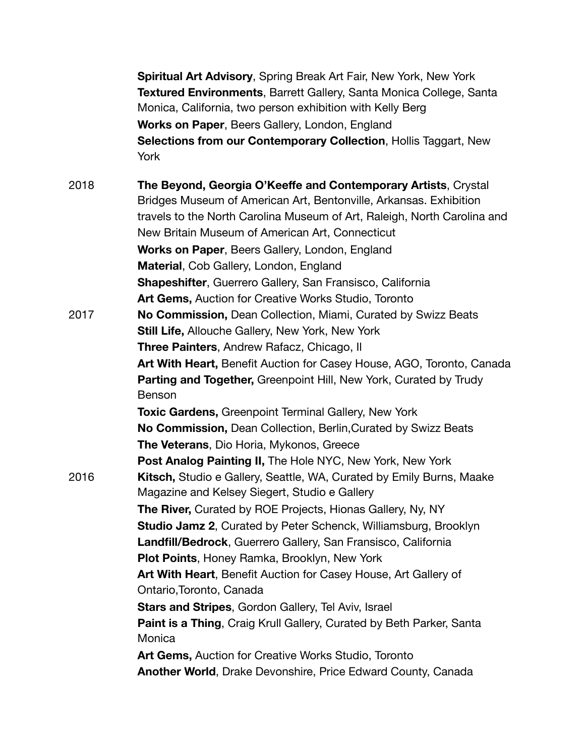**Spiritual Art Advisory**, Spring Break Art Fair, New York, New York
**Textured Environments**, Barrett Gallery, Santa Monica College, Santa Monica, California, two person exhibition with Kelly Berg
**Works on Paper**, Beers Gallery, London, England
**Selections from our Contemporary Collection**, Hollis Taggart, New York

2018 **The Beyond, Georgia O'Keeffe and Contemporary Artists**, Crystal Bridges Museum of American Art, Bentonville, Arkansas. Exhibition travels to the North Carolina Museum of Art, Raleigh, North Carolina and New Britain Museum of American Art, Connecticut
**Works on Paper**, Beers Gallery, London, England
**Material**, Cob Gallery, London, England
**Shapeshifter**, Guerrero Gallery, San Fransisco, California
**Art Gems,** Auction for Creative Works Studio, Toronto

2017 **No Commission,** Dean Collection, Miami, Curated by Swizz Beats
**Still Life,** Allouche Gallery, New York, New York
**Three Painters**, Andrew Rafacz, Chicago, Il
**Art With Heart,** Benefit Auction for Casey House, AGO, Toronto, Canada
**Parting and Together,** Greenpoint Hill, New York, Curated by Trudy Benson
**Toxic Gardens,** Greenpoint Terminal Gallery, New York
**No Commission,** Dean Collection, Berlin,Curated by Swizz Beats
**The Veterans**, Dio Horia, Mykonos, Greece
**Post Analog Painting II,** The Hole NYC, New York, New York

2016 **Kitsch,** Studio e Gallery, Seattle, WA, Curated by Emily Burns, Maake Magazine and Kelsey Siegert, Studio e Gallery
**The River,** Curated by ROE Projects, Hionas Gallery, Ny, NY
**Studio Jamz 2**, Curated by Peter Schenck, Williamsburg, Brooklyn
**Landfill/Bedrock**, Guerrero Gallery, San Fransisco, California
**Plot Points**, Honey Ramka, Brooklyn, New York
**Art With Heart**, Benefit Auction for Casey House, Art Gallery of Ontario,Toronto, Canada
**Stars and Stripes**, Gordon Gallery, Tel Aviv, Israel
**Paint is a Thing**, Craig Krull Gallery, Curated by Beth Parker, Santa Monica
**Art Gems,** Auction for Creative Works Studio, Toronto
**Another World**, Drake Devonshire, Price Edward County, Canada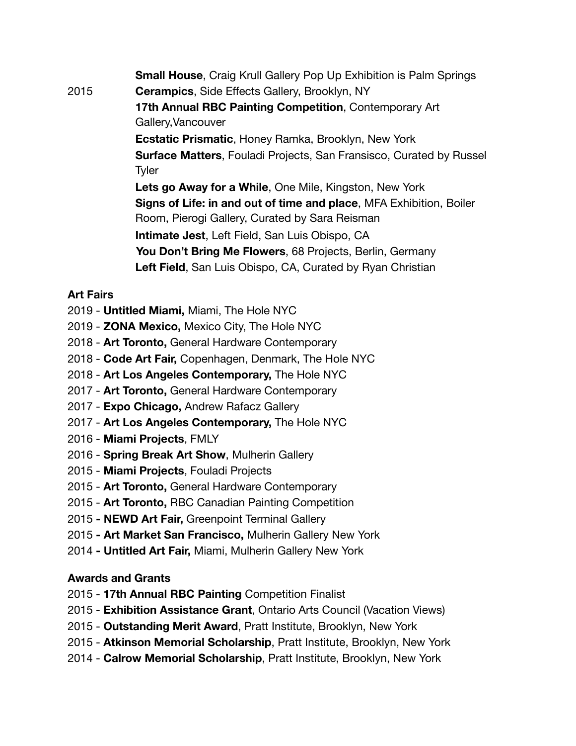**Small House**, Craig Krull Gallery Pop Up Exhibition is Palm Springs

2015 **Cerampics**, Side Effects Gallery, Brooklyn, NY

**17th Annual RBC Painting Competition**, Contemporary Art Gallery,Vancouver

**Ecstatic Prismatic**, Honey Ramka, Brooklyn, New York

**Surface Matters**, Fouladi Projects, San Fransisco, Curated by Russel Tyler

**Lets go Away for a While**, One Mile, Kingston, New York

**Signs of Life: in and out of time and place**, MFA Exhibition, Boiler Room, Pierogi Gallery, Curated by Sara Reisman

**Intimate Jest**, Left Field, San Luis Obispo, CA

**You Don't Bring Me Flowers**, 68 Projects, Berlin, Germany

**Left Field**, San Luis Obispo, CA, Curated by Ryan Christian

**Art Fairs**

2019 - **Untitled Miami,** Miami, The Hole NYC
2019 - **ZONA Mexico,** Mexico City, The Hole NYC
2018 - **Art Toronto,** General Hardware Contemporary
2018 - **Code Art Fair,** Copenhagen, Denmark, The Hole NYC
2018 - **Art Los Angeles Contemporary,** The Hole NYC
2017 - **Art Toronto,** General Hardware Contemporary
2017 - **Expo Chicago,** Andrew Rafacz Gallery
2017 - **Art Los Angeles Contemporary,** The Hole NYC
2016 - **Miami Projects**, FMLY
2016 - **Spring Break Art Show**, Mulherin Gallery
2015 - **Miami Projects**, Fouladi Projects
2015 - **Art Toronto,** General Hardware Contemporary
2015 - **Art Toronto,** RBC Canadian Painting Competition
2015 **- NEWD Art Fair,** Greenpoint Terminal Gallery
2015 **- Art Market San Francisco,** Mulherin Gallery New York
2014 **- Untitled Art Fair,** Miami, Mulherin Gallery New York

**Awards and Grants**

2015 - **17th Annual RBC Painting** Competition Finalist
2015 - **Exhibition Assistance Grant**, Ontario Arts Council (Vacation Views)
2015 - **Outstanding Merit Award**, Pratt Institute, Brooklyn, New York
2015 - **Atkinson Memorial Scholarship**, Pratt Institute, Brooklyn, New York
2014 - **Calrow Memorial Scholarship**, Pratt Institute, Brooklyn, New York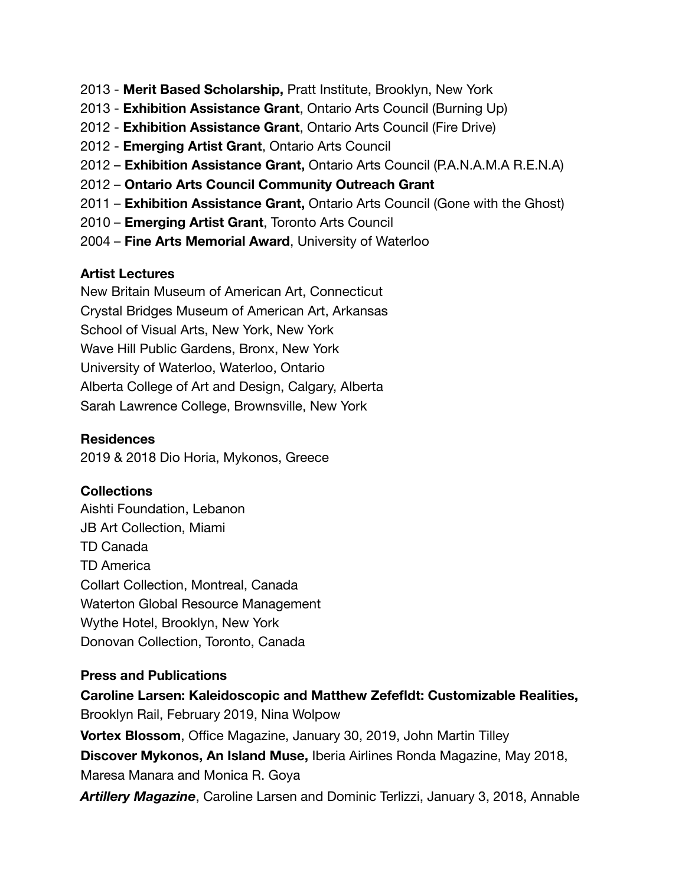2013 - **Merit Based Scholarship,** Pratt Institute, Brooklyn, New York
2013 - **Exhibition Assistance Grant**, Ontario Arts Council (Burning Up)
2012 - **Exhibition Assistance Grant**, Ontario Arts Council (Fire Drive)
2012 - **Emerging Artist Grant**, Ontario Arts Council
2012 – **Exhibition Assistance Grant,** Ontario Arts Council (P.A.N.A.M.A R.E.N.A)
2012 – **Ontario Arts Council Community Outreach Grant**
2011 – **Exhibition Assistance Grant,** Ontario Arts Council (Gone with the Ghost)
2010 – **Emerging Artist Grant**, Toronto Arts Council
2004 – **Fine Arts Memorial Award**, University of Waterloo

**Artist Lectures**

New Britain Museum of American Art, Connecticut
Crystal Bridges Museum of American Art, Arkansas
School of Visual Arts, New York, New York
Wave Hill Public Gardens, Bronx, New York
University of Waterloo, Waterloo, Ontario
Alberta College of Art and Design, Calgary, Alberta
Sarah Lawrence College, Brownsville, New York

**Residences**

2019 & 2018 Dio Horia, Mykonos, Greece

**Collections**

Aishti Foundation, Lebanon
JB Art Collection, Miami
TD Canada
TD America
Collart Collection, Montreal, Canada
Waterton Global Resource Management
Wythe Hotel, Brooklyn, New York
Donovan Collection, Toronto, Canada

**Press and Publications**

**Caroline Larsen: Kaleidoscopic and Matthew Zefefldt: Customizable Realities,** Brooklyn Rail, February 2019, Nina Wolpow

**Vortex Blossom**, Office Magazine, January 30, 2019, John Martin Tilley

**Discover Mykonos, An Island Muse,** Iberia Airlines Ronda Magazine, May 2018, Maresa Manara and Monica R. Goya

***Artillery Magazine***, Caroline Larsen and Dominic Terlizzi, January 3, 2018, Annable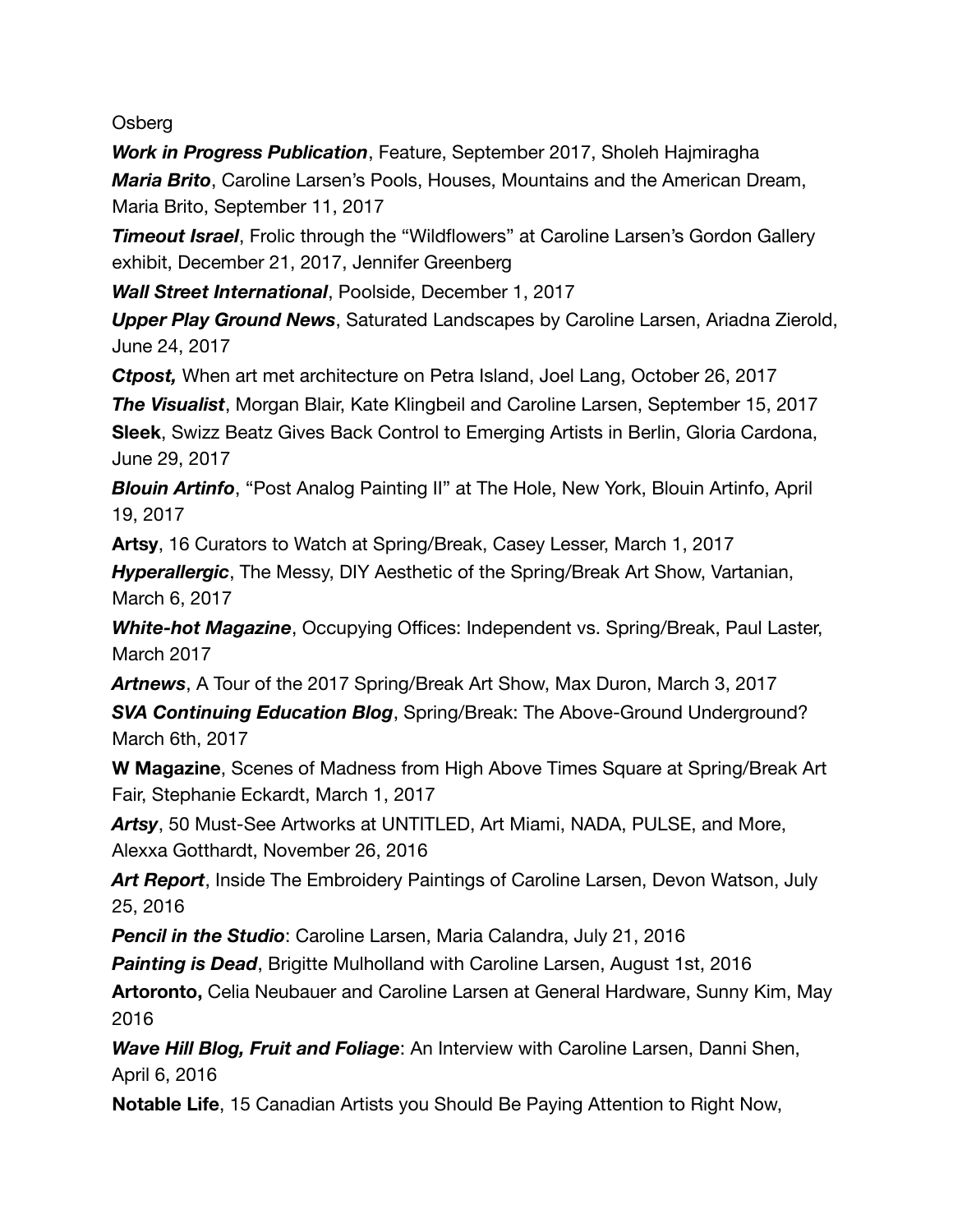Osberg

***Work in Progress Publication***, Feature, September 2017, Sholeh Hajmiragha

***Maria Brito***, Caroline Larsen's Pools, Houses, Mountains and the American Dream, Maria Brito, September 11, 2017

***Timeout Israel***, Frolic through the "Wildflowers" at Caroline Larsen's Gordon Gallery exhibit, December 21, 2017, Jennifer Greenberg

***Wall Street International***, Poolside, December 1, 2017

***Upper Play Ground News***, Saturated Landscapes by Caroline Larsen, Ariadna Zierold, June 24, 2017

***Ctpost,*** When art met architecture on Petra Island, Joel Lang, October 26, 2017

***The Visualist***, Morgan Blair, Kate Klingbeil and Caroline Larsen, September 15, 2017

**Sleek**, Swizz Beatz Gives Back Control to Emerging Artists in Berlin, Gloria Cardona, June 29, 2017

***Blouin Artinfo***, "Post Analog Painting II" at The Hole, New York, Blouin Artinfo, April 19, 2017

**Artsy**, 16 Curators to Watch at Spring/Break, Casey Lesser, March 1, 2017

***Hyperallergic***, The Messy, DIY Aesthetic of the Spring/Break Art Show, Vartanian, March 6, 2017

***White-hot Magazine***, Occupying Offices: Independent vs. Spring/Break, Paul Laster, March 2017

***Artnews***, A Tour of the 2017 Spring/Break Art Show, Max Duron, March 3, 2017

***SVA Continuing Education Blog***, Spring/Break: The Above-Ground Underground? March 6th, 2017

**W Magazine**, Scenes of Madness from High Above Times Square at Spring/Break Art Fair, Stephanie Eckardt, March 1, 2017

***Artsy***, 50 Must-See Artworks at UNTITLED, Art Miami, NADA, PULSE, and More, Alexxa Gotthardt, November 26, 2016

***Art Report***, Inside The Embroidery Paintings of Caroline Larsen, Devon Watson, July 25, 2016

***Pencil in the Studio***: Caroline Larsen, Maria Calandra, July 21, 2016

***Painting is Dead***, Brigitte Mulholland with Caroline Larsen, August 1st, 2016

**Artoronto,** Celia Neubauer and Caroline Larsen at General Hardware, Sunny Kim, May 2016

***Wave Hill Blog, Fruit and Foliage***: An Interview with Caroline Larsen, Danni Shen, April 6, 2016

**Notable Life**, 15 Canadian Artists you Should Be Paying Attention to Right Now,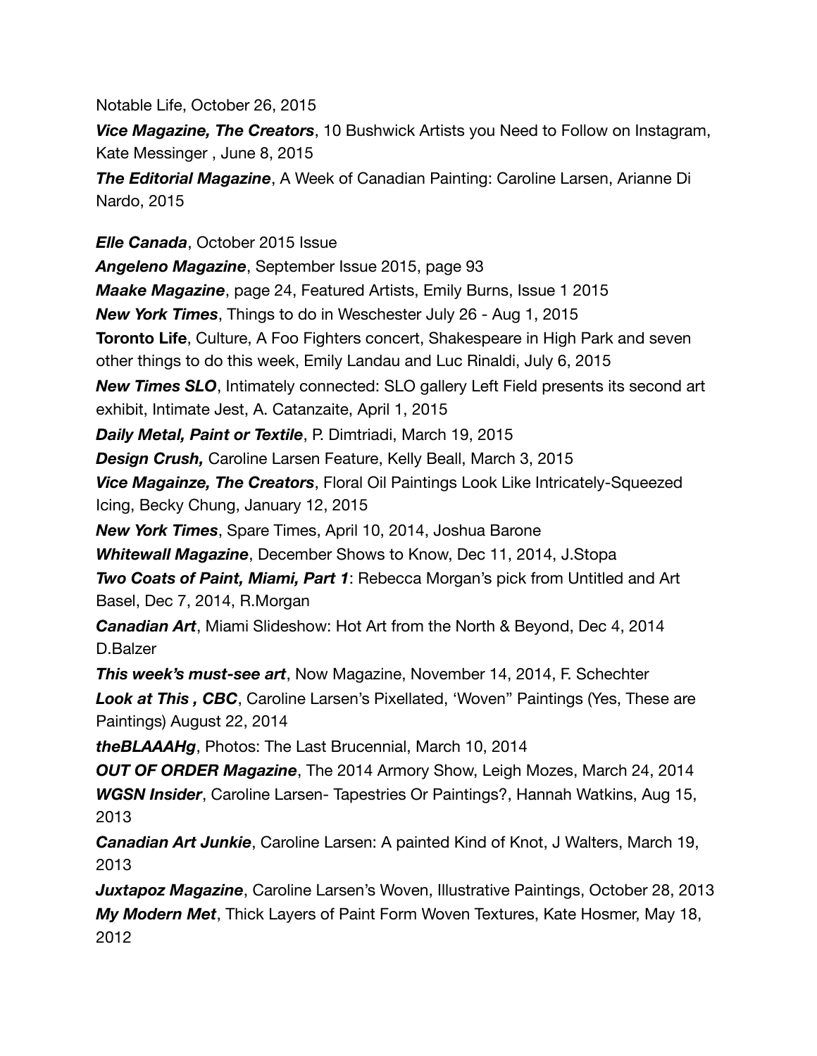Notable Life, October 26, 2015

***Vice Magazine, The Creators***, 10 Bushwick Artists you Need to Follow on Instagram, Kate Messinger , June 8, 2015

***The Editorial Magazine***, A Week of Canadian Painting: Caroline Larsen, Arianne Di Nardo, 2015

***Elle Canada***, October 2015 Issue

***Angeleno Magazine***, September Issue 2015, page 93

***Maake Magazine***, page 24, Featured Artists, Emily Burns, Issue 1 2015

***New York Times***, Things to do in Weschester July 26 - Aug 1, 2015

**Toronto Life**, Culture, A Foo Fighters concert, Shakespeare in High Park and seven other things to do this week, Emily Landau and Luc Rinaldi, July 6, 2015

***New Times SLO***, Intimately connected: SLO gallery Left Field presents its second art exhibit, Intimate Jest, A. Catanzaite, April 1, 2015

***Daily Metal, Paint or Textile***, P. Dimtriadi, March 19, 2015

***Design Crush,*** Caroline Larsen Feature, Kelly Beall, March 3, 2015

***Vice Magainze, The Creators***, Floral Oil Paintings Look Like Intricately-Squeezed Icing, Becky Chung, January 12, 2015

***New York Times***, Spare Times, April 10, 2014, Joshua Barone

***Whitewall Magazine***, December Shows to Know, Dec 11, 2014, J.Stopa

***Two Coats of Paint, Miami, Part 1***: Rebecca Morgan's pick from Untitled and Art Basel, Dec 7, 2014, R.Morgan

***Canadian Art***, Miami Slideshow: Hot Art from the North & Beyond, Dec 4, 2014 D.Balzer

***This week's must-see art***, Now Magazine, November 14, 2014, F. Schechter

***Look at This , CBC***, Caroline Larsen's Pixellated, 'Woven" Paintings (Yes, These are Paintings) August 22, 2014

***theBLAAAHg***, Photos: The Last Brucennial, March 10, 2014

***OUT OF ORDER Magazine***, The 2014 Armory Show, Leigh Mozes, March 24, 2014

***WGSN Insider***, Caroline Larsen- Tapestries Or Paintings?, Hannah Watkins, Aug 15, 2013

***Canadian Art Junkie***, Caroline Larsen: A painted Kind of Knot, J Walters, March 19, 2013

***Juxtapoz Magazine***, Caroline Larsen's Woven, Illustrative Paintings, October 28, 2013

***My Modern Met***, Thick Layers of Paint Form Woven Textures, Kate Hosmer, May 18, 2012